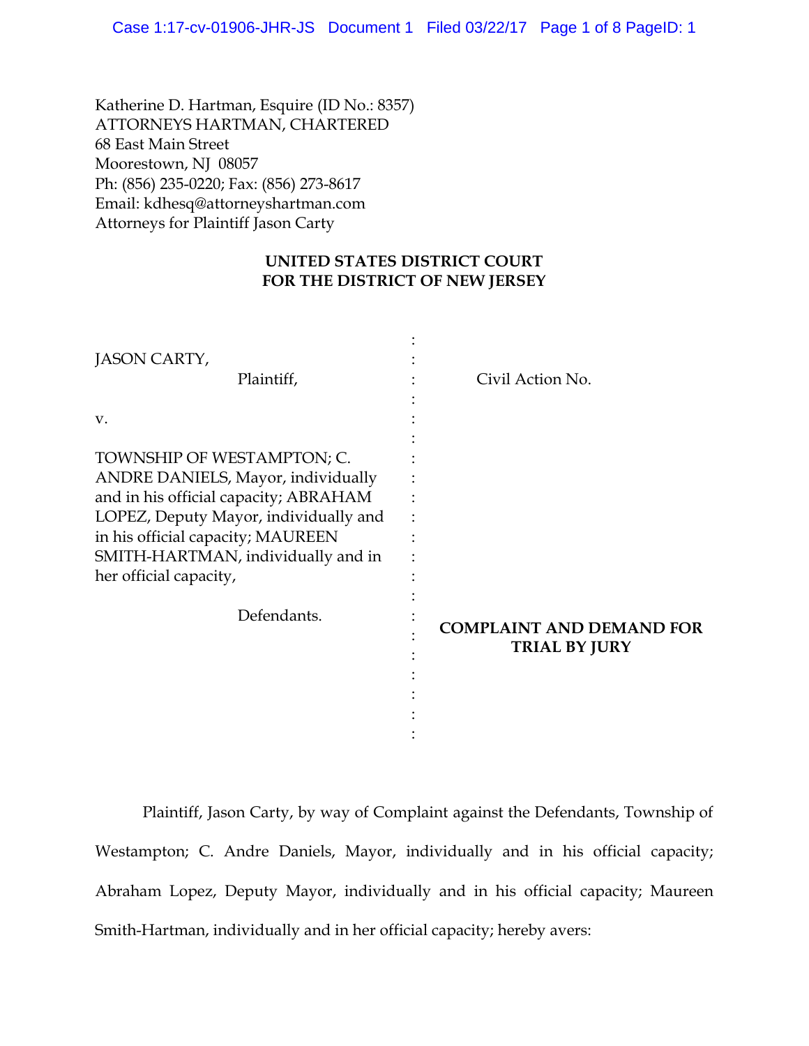Katherine D. Hartman, Esquire (ID No.: 8357)
ATTORNEYS HARTMAN, CHARTERED
68 East Main Street
Moorestown, NJ 08057
Ph: (856) 235-0220; Fax: (856) 273-8617
Email: kdhesq@attorneyshartman.com
Attorneys for Plaintiff Jason Carty

**UNITED STATES DISTRICT COURT**
**FOR THE DISTRICT OF NEW JERSEY**

| | | |
|---|---|---|
| JASON CARTY,<br>Plaintiff,<br><br>v.<br><br>TOWNSHIP OF WESTAMPTON; C. ANDRE DANIELS, Mayor, individually and in his official capacity; ABRAHAM LOPEZ, Deputy Mayor, individually and in his official capacity; MAUREEN SMITH-HARTMAN, individually and in her official capacity,<br><br>Defendants. | : | Civil Action No.<br><br><br><br><br><br><br><br>**COMPLAINT AND DEMAND FOR TRIAL BY JURY** |

Plaintiff, Jason Carty, by way of Complaint against the Defendants, Township of Westampton; C. Andre Daniels, Mayor, individually and in his official capacity; Abraham Lopez, Deputy Mayor, individually and in his official capacity; Maureen Smith-Hartman, individually and in her official capacity; hereby avers: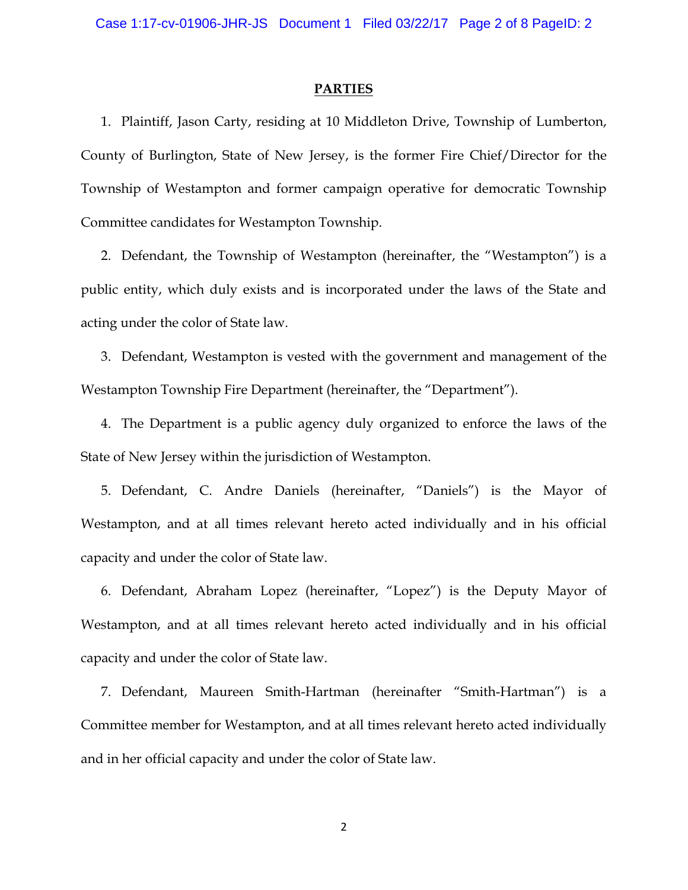**PARTIES**

1. Plaintiff, Jason Carty, residing at 10 Middleton Drive, Township of Lumberton, County of Burlington, State of New Jersey, is the former Fire Chief/Director for the Township of Westampton and former campaign operative for democratic Township Committee candidates for Westampton Township.

2. Defendant, the Township of Westampton (hereinafter, the "Westampton") is a public entity, which duly exists and is incorporated under the laws of the State and acting under the color of State law.

3. Defendant, Westampton is vested with the government and management of the Westampton Township Fire Department (hereinafter, the "Department").

4. The Department is a public agency duly organized to enforce the laws of the State of New Jersey within the jurisdiction of Westampton.

5. Defendant, C. Andre Daniels (hereinafter, "Daniels") is the Mayor of Westampton, and at all times relevant hereto acted individually and in his official capacity and under the color of State law.

6. Defendant, Abraham Lopez (hereinafter, "Lopez") is the Deputy Mayor of Westampton, and at all times relevant hereto acted individually and in his official capacity and under the color of State law.

7. Defendant, Maureen Smith-Hartman (hereinafter "Smith-Hartman") is a Committee member for Westampton, and at all times relevant hereto acted individually and in her official capacity and under the color of State law.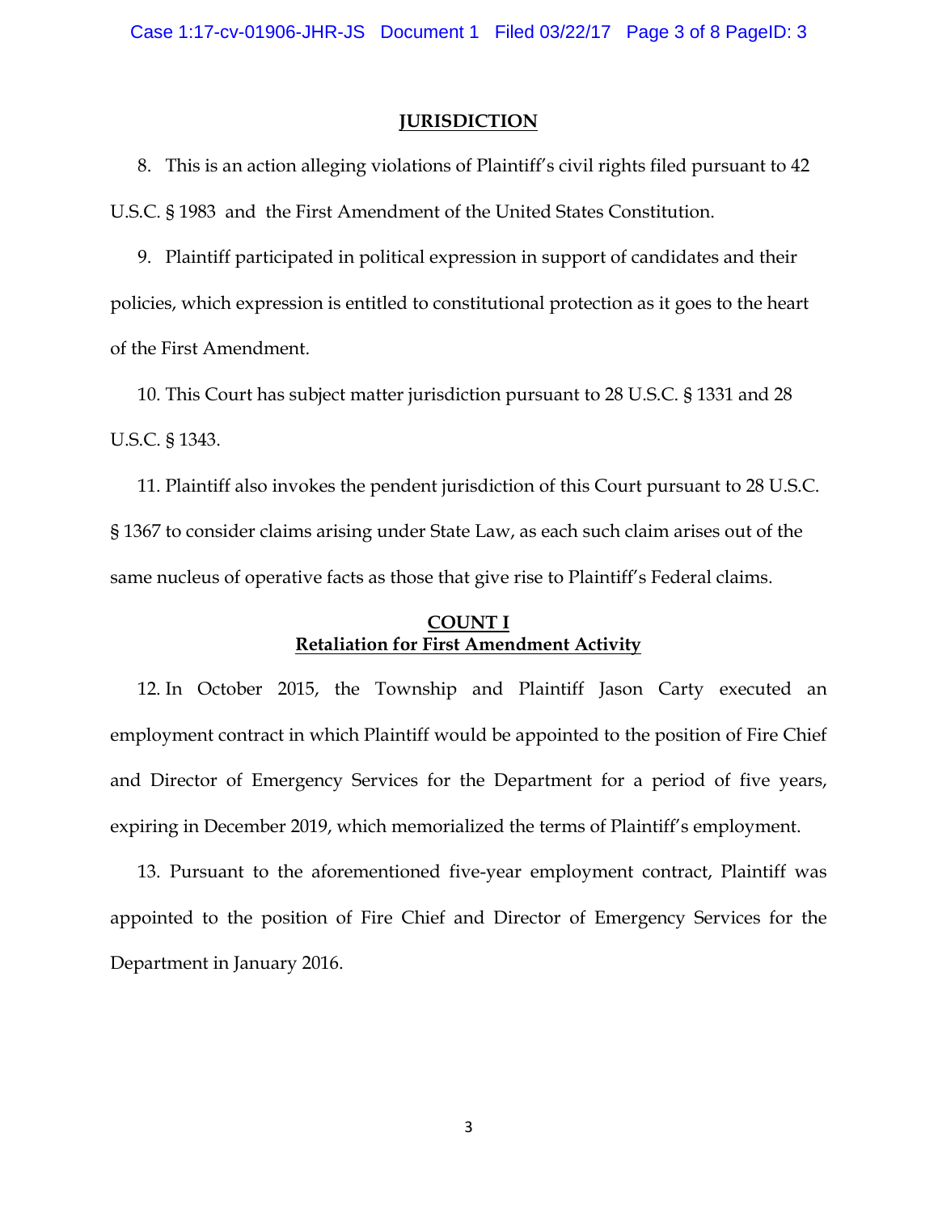## JURISDICTION

8. This is an action alleging violations of Plaintiff's civil rights filed pursuant to 42 U.S.C. § 1983 and the First Amendment of the United States Constitution.

9. Plaintiff participated in political expression in support of candidates and their policies, which expression is entitled to constitutional protection as it goes to the heart of the First Amendment.

10. This Court has subject matter jurisdiction pursuant to 28 U.S.C. § 1331 and 28 U.S.C. § 1343.

11. Plaintiff also invokes the pendent jurisdiction of this Court pursuant to 28 U.S.C. § 1367 to consider claims arising under State Law, as each such claim arises out of the same nucleus of operative facts as those that give rise to Plaintiff's Federal claims.

## COUNT I
## Retaliation for First Amendment Activity

12. In October 2015, the Township and Plaintiff Jason Carty executed an employment contract in which Plaintiff would be appointed to the position of Fire Chief and Director of Emergency Services for the Department for a period of five years, expiring in December 2019, which memorialized the terms of Plaintiff's employment.

13. Pursuant to the aforementioned five-year employment contract, Plaintiff was appointed to the position of Fire Chief and Director of Emergency Services for the Department in January 2016.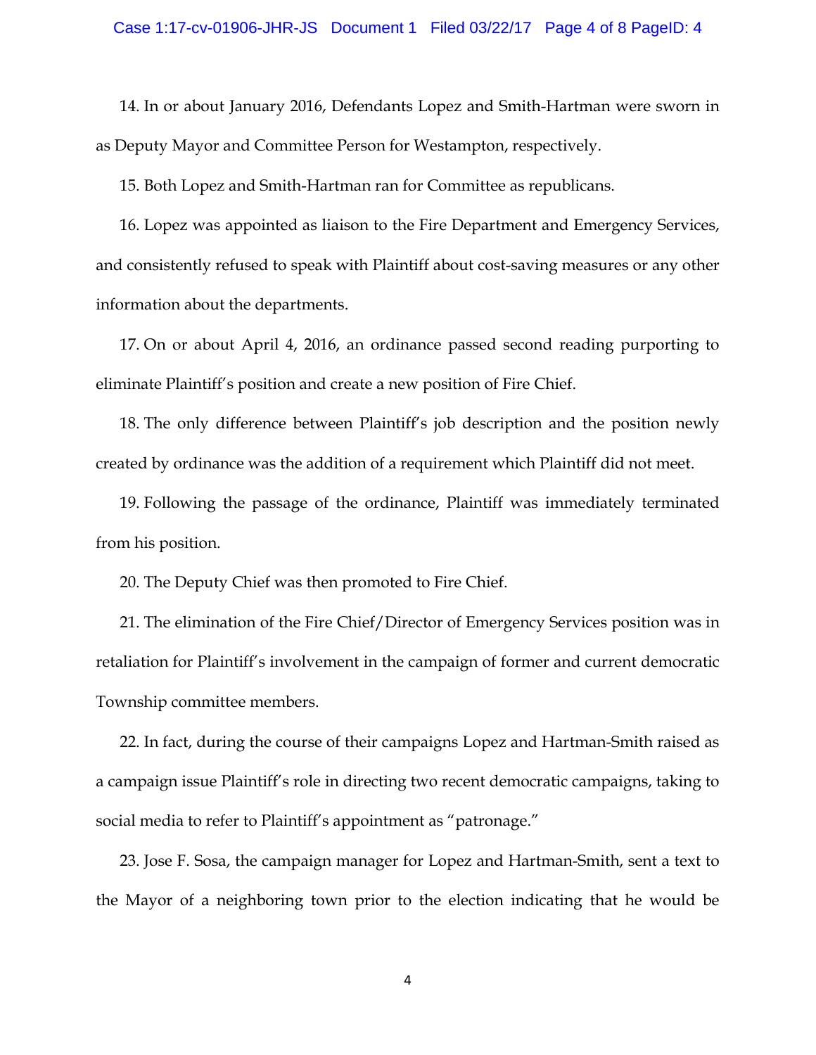14. In or about January 2016, Defendants Lopez and Smith-Hartman were sworn in as Deputy Mayor and Committee Person for Westampton, respectively.

15. Both Lopez and Smith-Hartman ran for Committee as republicans.

16. Lopez was appointed as liaison to the Fire Department and Emergency Services, and consistently refused to speak with Plaintiff about cost-saving measures or any other information about the departments.

17. On or about April 4, 2016, an ordinance passed second reading purporting to eliminate Plaintiff's position and create a new position of Fire Chief.

18. The only difference between Plaintiff's job description and the position newly created by ordinance was the addition of a requirement which Plaintiff did not meet.

19. Following the passage of the ordinance, Plaintiff was immediately terminated from his position.

20. The Deputy Chief was then promoted to Fire Chief.

21. The elimination of the Fire Chief/Director of Emergency Services position was in retaliation for Plaintiff's involvement in the campaign of former and current democratic Township committee members.

22. In fact, during the course of their campaigns Lopez and Hartman-Smith raised as a campaign issue Plaintiff's role in directing two recent democratic campaigns, taking to social media to refer to Plaintiff's appointment as "patronage."

23. Jose F. Sosa, the campaign manager for Lopez and Hartman-Smith, sent a text to the Mayor of a neighboring town prior to the election indicating that he would be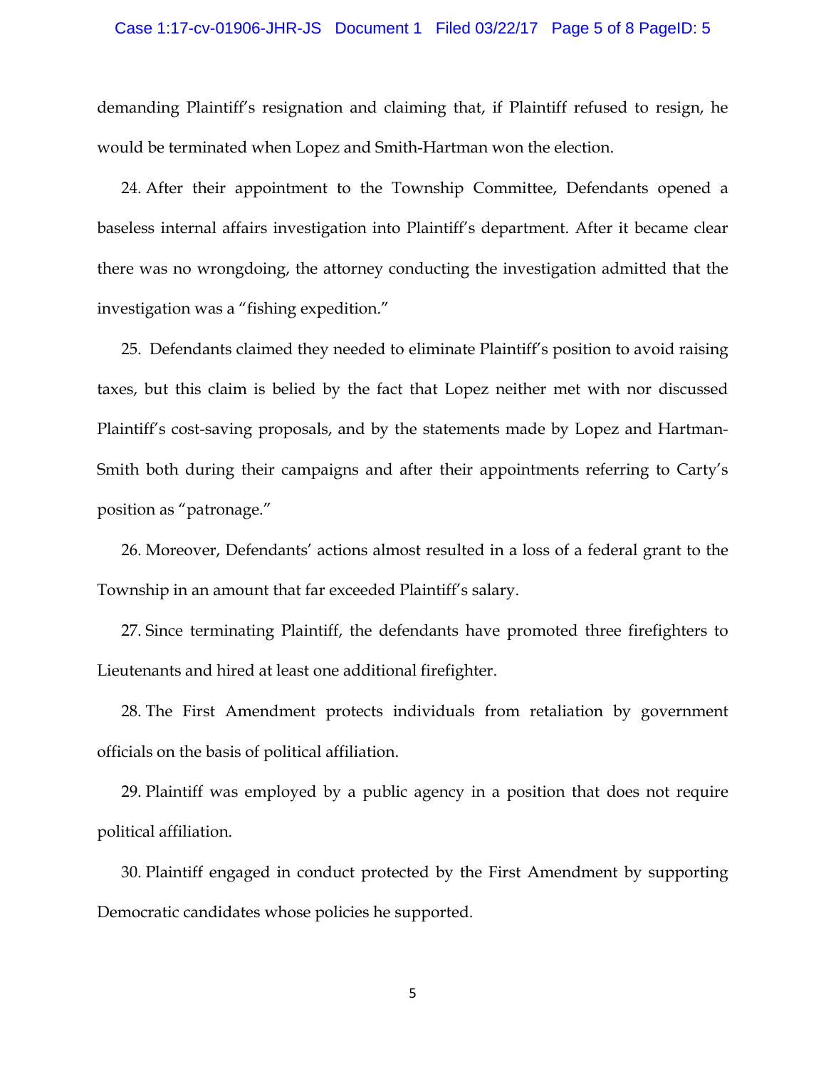demanding Plaintiff's resignation and claiming that, if Plaintiff refused to resign, he would be terminated when Lopez and Smith-Hartman won the election.

24. After their appointment to the Township Committee, Defendants opened a baseless internal affairs investigation into Plaintiff's department. After it became clear there was no wrongdoing, the attorney conducting the investigation admitted that the investigation was a "fishing expedition."

25. Defendants claimed they needed to eliminate Plaintiff's position to avoid raising taxes, but this claim is belied by the fact that Lopez neither met with nor discussed Plaintiff's cost-saving proposals, and by the statements made by Lopez and Hartman-Smith both during their campaigns and after their appointments referring to Carty's position as "patronage."

26. Moreover, Defendants' actions almost resulted in a loss of a federal grant to the Township in an amount that far exceeded Plaintiff's salary.

27. Since terminating Plaintiff, the defendants have promoted three firefighters to Lieutenants and hired at least one additional firefighter.

28. The First Amendment protects individuals from retaliation by government officials on the basis of political affiliation.

29. Plaintiff was employed by a public agency in a position that does not require political affiliation.

30. Plaintiff engaged in conduct protected by the First Amendment by supporting Democratic candidates whose policies he supported.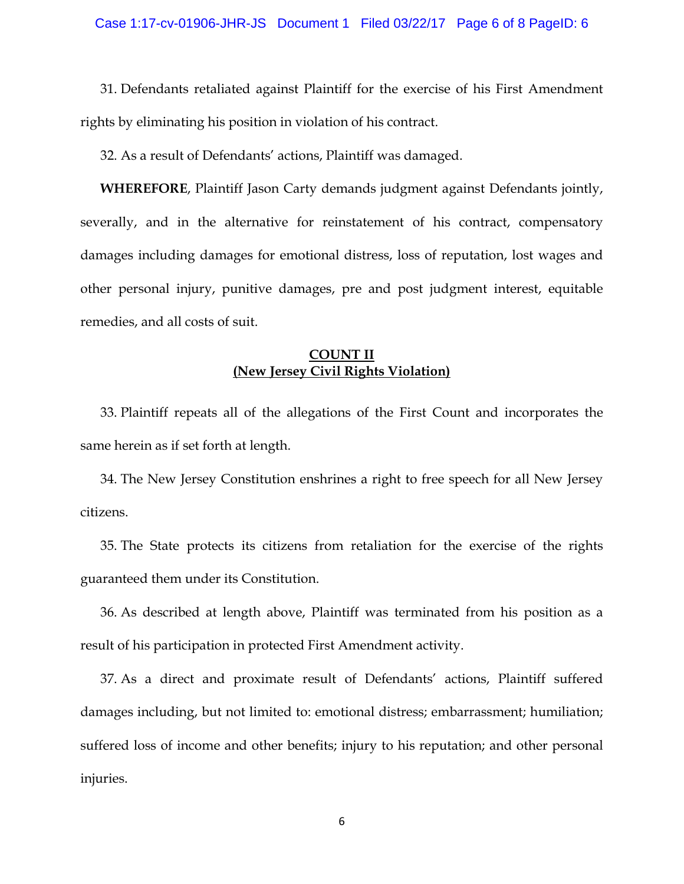31. Defendants retaliated against Plaintiff for the exercise of his First Amendment rights by eliminating his position in violation of his contract.

32. As a result of Defendants' actions, Plaintiff was damaged.

**WHEREFORE**, Plaintiff Jason Carty demands judgment against Defendants jointly, severally, and in the alternative for reinstatement of his contract, compensatory damages including damages for emotional distress, loss of reputation, lost wages and other personal injury, punitive damages, pre and post judgment interest, equitable remedies, and all costs of suit.

## COUNT II
## (New Jersey Civil Rights Violation)

33. Plaintiff repeats all of the allegations of the First Count and incorporates the same herein as if set forth at length.

34. The New Jersey Constitution enshrines a right to free speech for all New Jersey citizens.

35. The State protects its citizens from retaliation for the exercise of the rights guaranteed them under its Constitution.

36. As described at length above, Plaintiff was terminated from his position as a result of his participation in protected First Amendment activity.

37. As a direct and proximate result of Defendants' actions, Plaintiff suffered damages including, but not limited to: emotional distress; embarrassment; humiliation; suffered loss of income and other benefits; injury to his reputation; and other personal injuries.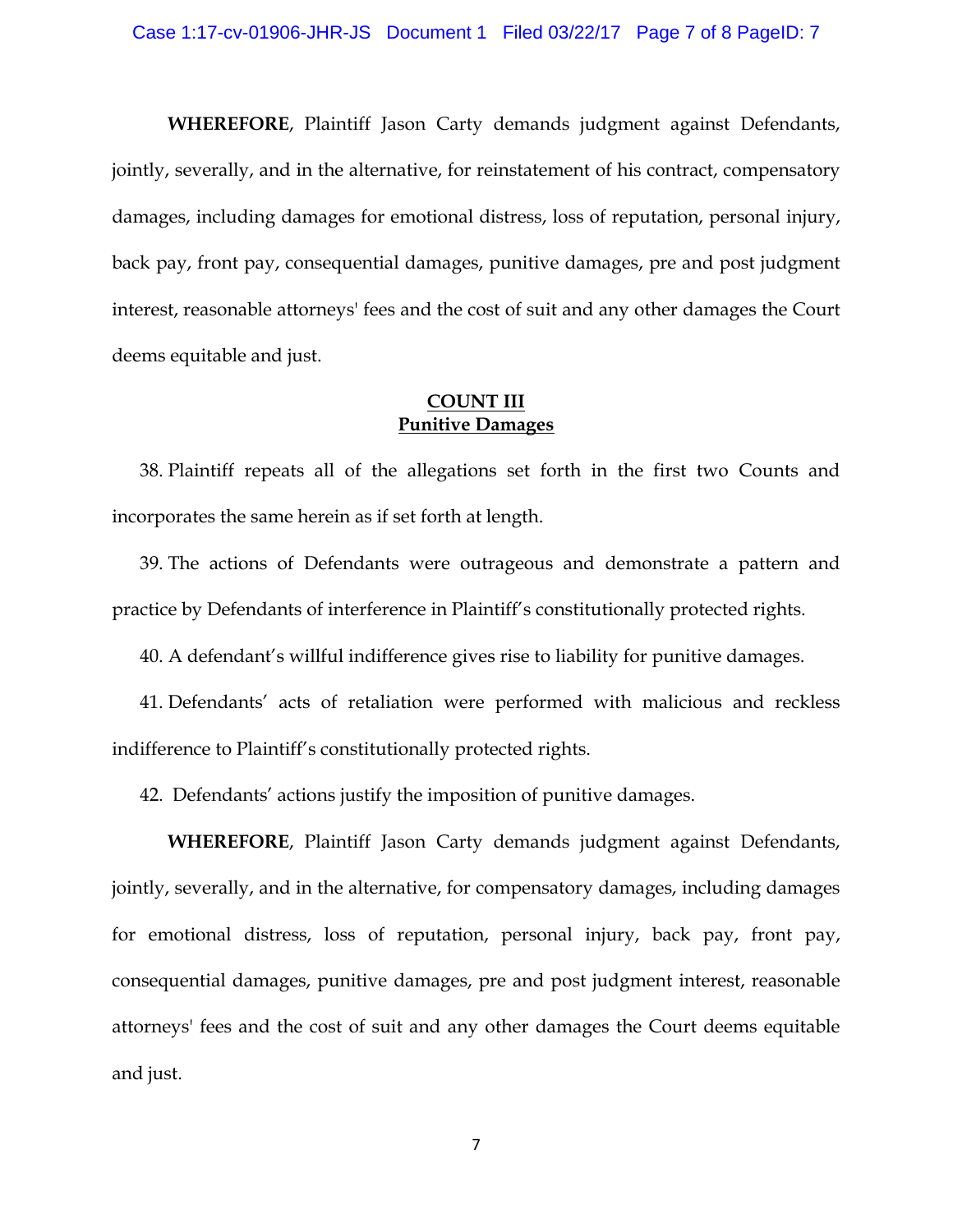**WHEREFORE**, Plaintiff Jason Carty demands judgment against Defendants, jointly, severally, and in the alternative, for reinstatement of his contract, compensatory damages, including damages for emotional distress, loss of reputation, personal injury, back pay, front pay, consequential damages, punitive damages, pre and post judgment interest, reasonable attorneys' fees and the cost of suit and any other damages the Court deems equitable and just.

## COUNT III
## Punitive Damages

38. Plaintiff repeats all of the allegations set forth in the first two Counts and incorporates the same herein as if set forth at length.

39. The actions of Defendants were outrageous and demonstrate a pattern and practice by Defendants of interference in Plaintiff's constitutionally protected rights.

40. A defendant's willful indifference gives rise to liability for punitive damages.

41. Defendants' acts of retaliation were performed with malicious and reckless indifference to Plaintiff's constitutionally protected rights.

42. Defendants' actions justify the imposition of punitive damages.

**WHEREFORE**, Plaintiff Jason Carty demands judgment against Defendants, jointly, severally, and in the alternative, for compensatory damages, including damages for emotional distress, loss of reputation, personal injury, back pay, front pay, consequential damages, punitive damages, pre and post judgment interest, reasonable attorneys' fees and the cost of suit and any other damages the Court deems equitable and just.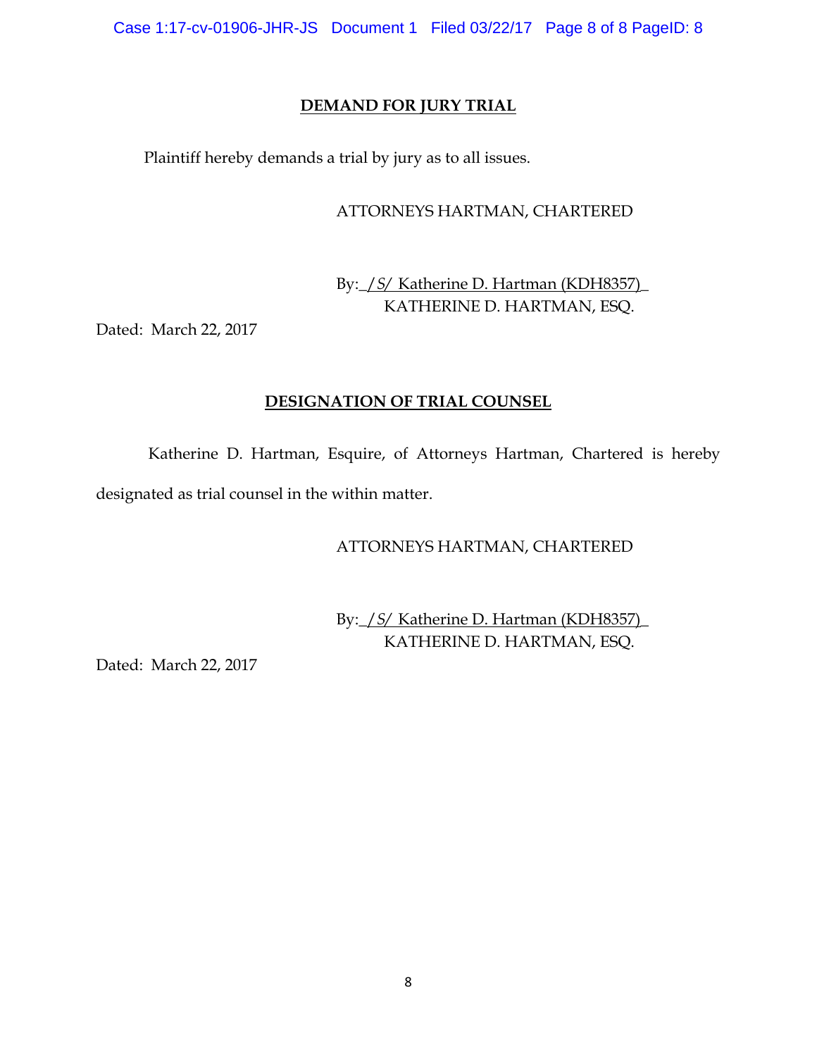## DEMAND FOR JURY TRIAL

Plaintiff hereby demands a trial by jury as to all issues.

ATTORNEYS HARTMAN, CHARTERED

By: /S/ Katherine D. Hartman (KDH8357)
KATHERINE D. HARTMAN, ESQ.

Dated: March 22, 2017

## DESIGNATION OF TRIAL COUNSEL

Katherine D. Hartman, Esquire, of Attorneys Hartman, Chartered is hereby designated as trial counsel in the within matter.

ATTORNEYS HARTMAN, CHARTERED

By: /S/ Katherine D. Hartman (KDH8357)
KATHERINE D. HARTMAN, ESQ.

Dated: March 22, 2017